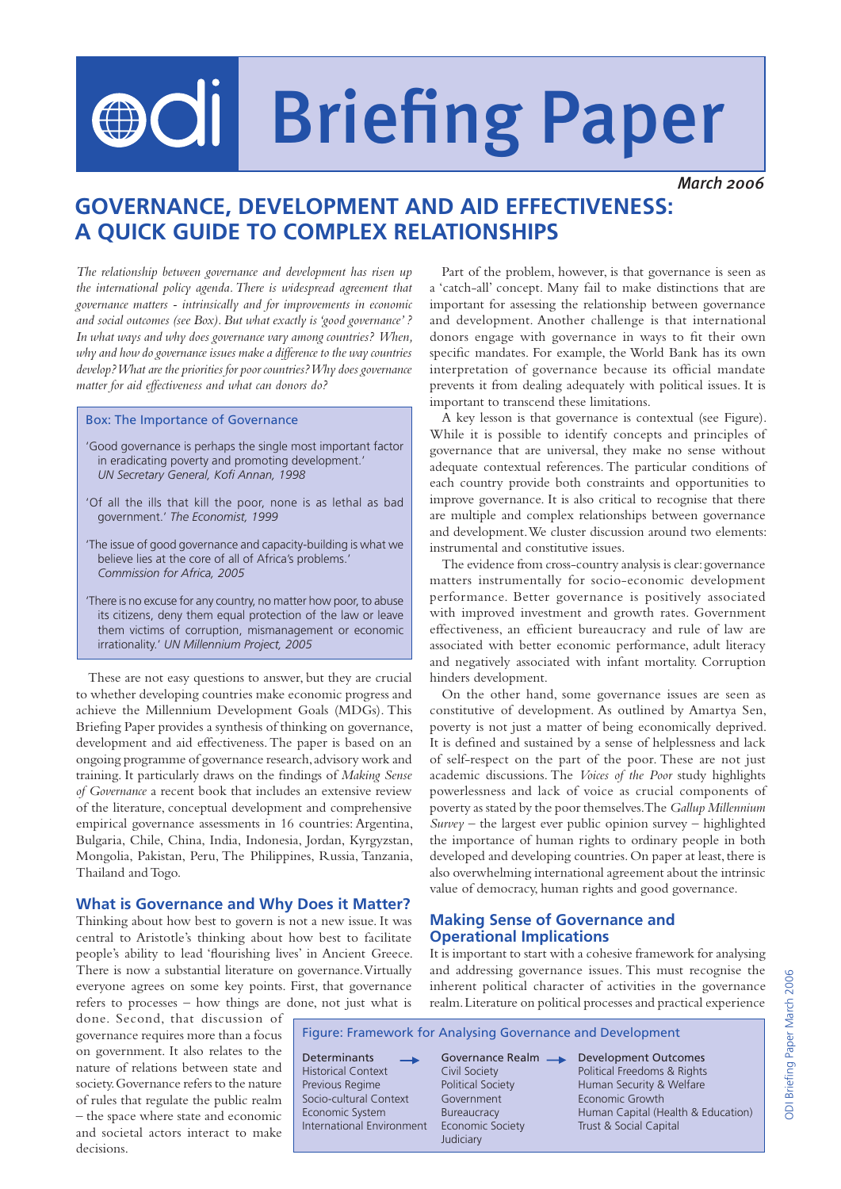# Briefing Paper

*March 2006*

## GOVERNANCE, DEVELOPMENT AND AID EFFECTIVENESS: A QUICK GUIDE TO COMPLEX RELATIONSHIPS

*The relationship between governance and development has risen up the international policy agenda. There is widespread agreement that governance matters - intrinsically and for improvements in economic and social outcomes (see Box). But what exactly is 'good governance'? In what ways and why does governance vary among countries? When, why and how do governance issues make a difference to the way countries develop? What are the priorities for poor countries? Why does governance matter for aid effectiveness and what can donors do?*

**Box: The Importance of Governance**

'Good governance is perhaps the single most important factor in eradicating poverty and promoting development.' *UN Secretary General, Kofi Annan, 1998*

'Of all the ills that kill the poor, none is as lethal as bad government.' *The Economist, 1999*

'The issue of good governance and capacity-building is what we believe lies at the core of all of Africa's problems.' *Commission for Africa, 2005*

'There is no excuse for any country, no matter how poor, to abuse its citizens, deny them equal protection of the law or leave them victims of corruption, mismanagement or economic irrationality.' *UN Millennium Project, 2005*

These are not easy questions to answer, but they are crucial to whether developing countries make economic progress and achieve the Millennium Development Goals (MDGs). This Briefing Paper provides a synthesis of thinking on governance, development and aid effectiveness. The paper is based on an ongoing programme of governance research, advisory work and training. It particularly draws on the findings of *Making Sense of Governance* a recent book that includes an extensive review of the literature, conceptual development and comprehensive empirical governance assessments in 16 countries: Argentina, Bulgaria, Chile, China, India, Indonesia, Jordan, Kyrgyzstan, Mongolia, Pakistan, Peru, The Philippines, Russia, Tanzania, Thailand and Togo.

### What is Governance and Why Does it Matter?

Thinking about how best to govern is not a new issue. It was central to Aristotle's thinking about how best to facilitate people's ability to lead 'flourishing lives' in Ancient Greece. There is now a substantial literature on governance. Virtually everyone agrees on some key points. First, that governance refers to processes – how things are done, not just what is done. Second, that discussion of governance requires more than a focus on government. It also relates to the nature of relations between state and society. Governance refers to the nature of rules that regulate the public realm – the space where state and economic and societal actors interact to make decisions.

Part of the problem, however, is that governance is seen as a 'catch-all' concept. Many fail to make distinctions that are important for assessing the relationship between governance and development. Another challenge is that international donors engage with governance in ways to fit their own specific mandates. For example, the World Bank has its own interpretation of governance because its official mandate prevents it from dealing adequately with political issues. It is important to transcend these limitations.

A key lesson is that governance is contextual (see Figure). While it is possible to identify concepts and principles of governance that are universal, they make no sense without adequate contextual references. The particular conditions of each country provide both constraints and opportunities to improve governance. It is also critical to recognise that there are multiple and complex relationships between governance and development. We cluster discussion around two elements: instrumental and constitutive issues.

The evidence from cross-country analysis is clear: governance matters instrumentally for socio-economic development performance. Better governance is positively associated with improved investment and growth rates. Government effectiveness, an efficient bureaucracy and rule of law are associated with better economic performance, adult literacy and negatively associated with infant mortality. Corruption hinders development.

On the other hand, some governance issues are seen as constitutive of development. As outlined by Amartya Sen, poverty is not just a matter of being economically deprived. It is defined and sustained by a sense of helplessness and lack of self-respect on the part of the poor. These are not just academic discussions. The *Voices of the Poor* study highlights powerlessness and lack of voice as crucial components of poverty as stated by the poor themselves. The *Gallup Millennium Survey* – the largest ever public opinion survey – highlighted the importance of human rights to ordinary people in both developed and developing countries. On paper at least, there is also overwhelming international agreement about the intrinsic value of democracy, human rights and good governance.

### Making Sense of Governance and Operational Implications

It is important to start with a cohesive framework for analysing and addressing governance issues. This must recognise the inherent political character of activities in the governance realm. Literature on political processes and practical experience

**Figure: Framework for Analysing Governance and Development**

| Determinants → | Governance Realm → | Development Outcomes |
|---|---|---|
| Historical Context | Civil Society | Political Freedoms & Rights |
| Previous Regime | Political Society | Human Security & Welfare |
| Socio-cultural Context | Government | Economic Growth |
| Economic System | Bureaucracy | Human Capital (Health & Education) |
| International Environment | Economic Society | Trust & Social Capital |
| | Judiciary | |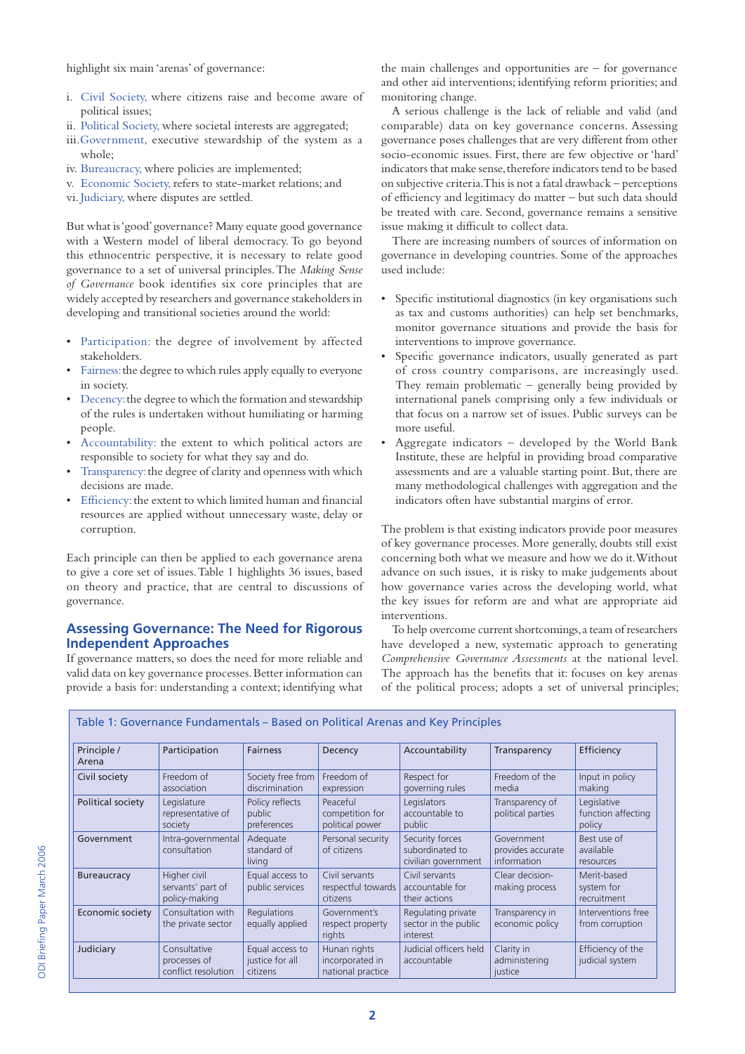highlight six main 'arenas' of governance:

i. Civil Society, where citizens raise and become aware of political issues;
ii. Political Society, where societal interests are aggregated;
iii. Government, executive stewardship of the system as a whole;
iv. Bureaucracy, where policies are implemented;
v. Economic Society, refers to state-market relations; and
vi. Judiciary, where disputes are settled.

But what is 'good' governance? Many equate good governance with a Western model of liberal democracy. To go beyond this ethnocentric perspective, it is necessary to relate good governance to a set of universal principles. The *Making Sense of Governance* book identifies six core principles that are widely accepted by researchers and governance stakeholders in developing and transitional societies around the world:

- Participation: the degree of involvement by affected stakeholders.
- Fairness: the degree to which rules apply equally to everyone in society.
- Decency: the degree to which the formation and stewardship of the rules is undertaken without humiliating or harming people.
- Accountability: the extent to which political actors are responsible to society for what they say and do.
- Transparency: the degree of clarity and openness with which decisions are made.
- Efficiency: the extent to which limited human and financial resources are applied without unnecessary waste, delay or corruption.

Each principle can then be applied to each governance arena to give a core set of issues. Table 1 highlights 36 issues, based on theory and practice, that are central to discussions of governance.

## Assessing Governance: The Need for Rigorous Independent Approaches

If governance matters, so does the need for more reliable and valid data on key governance processes. Better information can provide a basis for: understanding a context; identifying what the main challenges and opportunities are – for governance and other aid interventions; identifying reform priorities; and monitoring change.

A serious challenge is the lack of reliable and valid (and comparable) data on key governance concerns. Assessing governance poses challenges that are very different from other socio-economic issues. First, there are few objective or 'hard' indicators that make sense, therefore indicators tend to be based on subjective criteria. This is not a fatal drawback – perceptions of efficiency and legitimacy do matter – but such data should be treated with care. Second, governance remains a sensitive issue making it difficult to collect data.

There are increasing numbers of sources of information on governance in developing countries. Some of the approaches used include:

- Specific institutional diagnostics (in key organisations such as tax and customs authorities) can help set benchmarks, monitor governance situations and provide the basis for interventions to improve governance.
- Specific governance indicators, usually generated as part of cross country comparisons, are increasingly used. They remain problematic – generally being provided by international panels comprising only a few individuals or that focus on a narrow set of issues. Public surveys can be more useful.
- Aggregate indicators – developed by the World Bank Institute, these are helpful in providing broad comparative assessments and are a valuable starting point. But, there are many methodological challenges with aggregation and the indicators often have substantial margins of error.

The problem is that existing indicators provide poor measures of key governance processes. More generally, doubts still exist concerning both what we measure and how we do it. Without advance on such issues, it is risky to make judgements about how governance varies across the developing world, what the key issues for reform are and what are appropriate aid interventions.

To help overcome current shortcomings, a team of researchers have developed a new, systematic approach to generating *Comprehensive Governance Assessments* at the national level. The approach has the benefits that it: focuses on key arenas of the political process; adopts a set of universal principles;

Table 1: Governance Fundamentals – Based on Political Arenas and Key Principles

| Principle / Arena | Participation | Fairness | Decency | Accountability | Transparency | Efficiency |
|---|---|---|---|---|---|---|
| Civil society | Freedom of association | Society free from discrimination | Freedom of expression | Respect for governing rules | Freedom of the media | Input in policy making |
| Political society | Legislature representative of society | Policy reflects public preferences | Peaceful competition for political power | Legislators accountable to public | Transparency of political parties | Legislative function affecting policy |
| Government | Intra-governmental consultation | Adequate standard of living | Personal security of citizens | Security forces subordinated to civilian government | Government provides accurate information | Best use of available resources |
| Bureaucracy | Higher civil servants' part of policy-making | Equal access to public services | Civil servants respectful towards citizens | Civil servants accountable for their actions | Clear decision-making process | Merit-based system for recruitment |
| Economic society | Consultation with the private sector | Regulations equally applied | Government's respect property rights | Regulating private sector in the public interest | Transparency in economic policy | Interventions free from corruption |
| Judiciary | Consultative processes of conflict resolution | Equal access to justice for all citizens | Hunan rights incorporated in national practice | Judicial officers held accountable | Clarity in administering justice | Efficiency of the judicial system |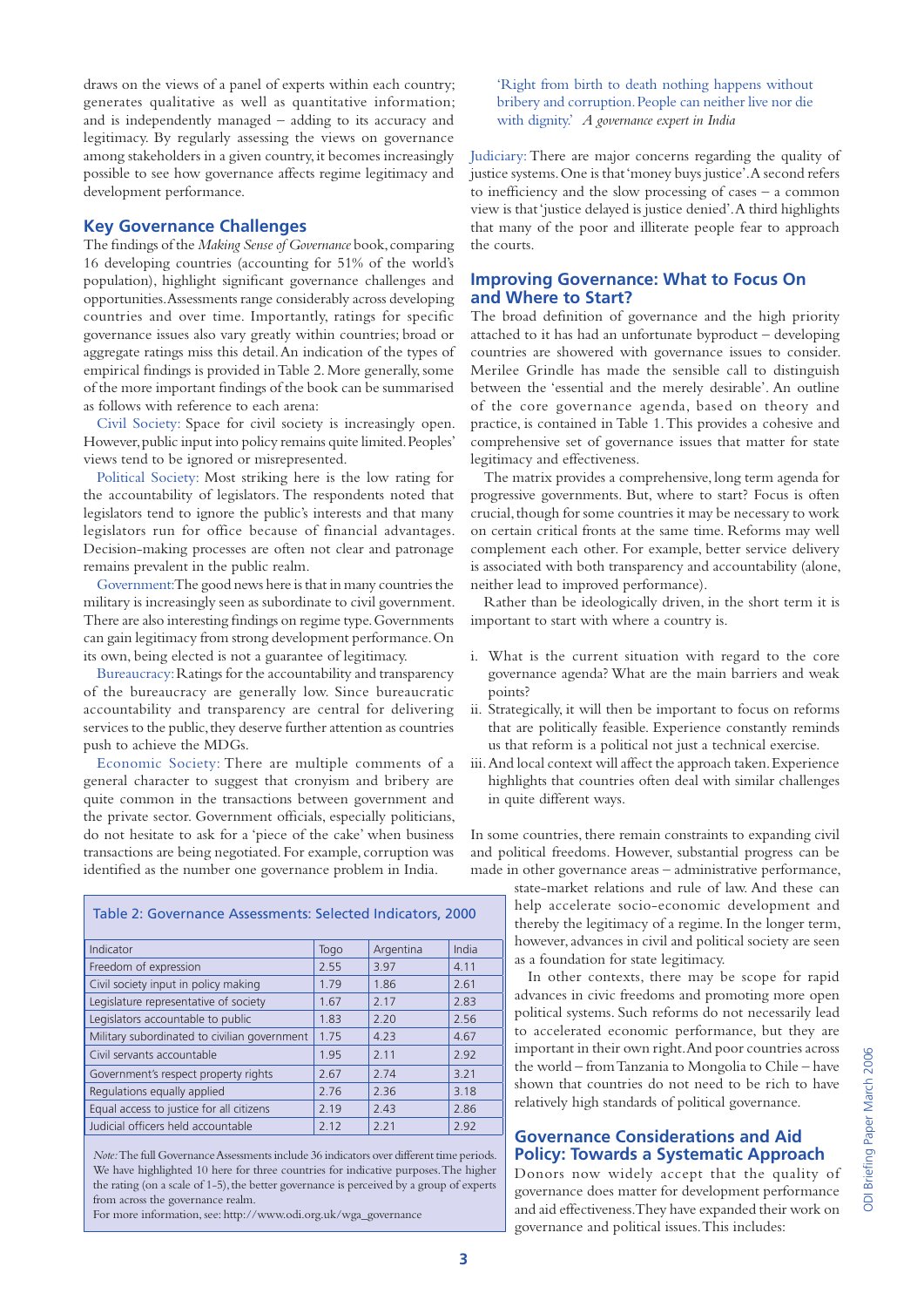draws on the views of a panel of experts within each country; generates qualitative as well as quantitative information; and is independently managed – adding to its accuracy and legitimacy. By regularly assessing the views on governance among stakeholders in a given country, it becomes increasingly possible to see how governance affects regime legitimacy and development performance.

## Key Governance Challenges

The findings of the *Making Sense of Governance* book, comparing 16 developing countries (accounting for 51% of the world's population), highlight significant governance challenges and opportunities. Assessments range considerably across developing countries and over time. Importantly, ratings for specific governance issues also vary greatly within countries; broad or aggregate ratings miss this detail. An indication of the types of empirical findings is provided in Table 2. More generally, some of the more important findings of the book can be summarised as follows with reference to each arena:

Civil Society: Space for civil society is increasingly open. However, public input into policy remains quite limited. Peoples' views tend to be ignored or misrepresented.

Political Society: Most striking here is the low rating for the accountability of legislators. The respondents noted that legislators tend to ignore the public's interests and that many legislators run for office because of financial advantages. Decision-making processes are often not clear and patronage remains prevalent in the public realm.

Government: The good news here is that in many countries the military is increasingly seen as subordinate to civil government. There are also interesting findings on regime type. Governments can gain legitimacy from strong development performance. On its own, being elected is not a guarantee of legitimacy.

Bureaucracy: Ratings for the accountability and transparency of the bureaucracy are generally low. Since bureaucratic accountability and transparency are central for delivering services to the public, they deserve further attention as countries push to achieve the MDGs.

Economic Society: There are multiple comments of a general character to suggest that cronyism and bribery are quite common in the transactions between government and the private sector. Government officials, especially politicians, do not hesitate to ask for a 'piece of the cake' when business transactions are being negotiated. For example, corruption was identified as the number one governance problem in India.

Table 2: Governance Assessments: Selected Indicators, 2000

| Indicator | Togo | Argentina | India |
|---|---|---|---|
| Freedom of expression | 2.55 | 3.97 | 4.11 |
| Civil society input in policy making | 1.79 | 1.86 | 2.61 |
| Legislature representative of society | 1.67 | 2.17 | 2.83 |
| Legislators accountable to public | 1.83 | 2.20 | 2.56 |
| Military subordinated to civilian government | 1.75 | 4.23 | 4.67 |
| Civil servants accountable | 1.95 | 2.11 | 2.92 |
| Government's respect property rights | 2.67 | 2.74 | 3.21 |
| Regulations equally applied | 2.76 | 2.36 | 3.18 |
| Equal access to justice for all citizens | 2.19 | 2.43 | 2.86 |
| Judicial officers held accountable | 2.12 | 2.21 | 2.92 |

*Note:* The full Governance Assessments include 36 indicators over different time periods. We have highlighted 10 here for three countries for indicative purposes. The higher the rating (on a scale of 1-5), the better governance is perceived by a group of experts from across the governance realm.
For more information, see: http://www.odi.org.uk/wga_governance

'Right from birth to death nothing happens without bribery and corruption. People can neither live nor die with dignity.' *A governance expert in India*

Judiciary: There are major concerns regarding the quality of justice systems. One is that 'money buys justice'. A second refers to inefficiency and the slow processing of cases – a common view is that 'justice delayed is justice denied'. A third highlights that many of the poor and illiterate people fear to approach the courts.

## Improving Governance: What to Focus On and Where to Start?

The broad definition of governance and the high priority attached to it has had an unfortunate byproduct – developing countries are showered with governance issues to consider. Merilee Grindle has made the sensible call to distinguish between the 'essential and the merely desirable'. An outline of the core governance agenda, based on theory and practice, is contained in Table 1. This provides a cohesive and comprehensive set of governance issues that matter for state legitimacy and effectiveness.

The matrix provides a comprehensive, long term agenda for progressive governments. But, where to start? Focus is often crucial, though for some countries it may be necessary to work on certain critical fronts at the same time. Reforms may well complement each other. For example, better service delivery is associated with both transparency and accountability (alone, neither lead to improved performance).

Rather than be ideologically driven, in the short term it is important to start with where a country is.

i. What is the current situation with regard to the core governance agenda? What are the main barriers and weak points?
ii. Strategically, it will then be important to focus on reforms that are politically feasible. Experience constantly reminds us that reform is a political not just a technical exercise.
iii. And local context will affect the approach taken. Experience highlights that countries often deal with similar challenges in quite different ways.

In some countries, there remain constraints to expanding civil and political freedoms. However, substantial progress can be made in other governance areas – administrative performance, state-market relations and rule of law. And these can help accelerate socio-economic development and thereby the legitimacy of a regime. In the longer term, however, advances in civil and political society are seen as a foundation for state legitimacy.

In other contexts, there may be scope for rapid advances in civic freedoms and promoting more open political systems. Such reforms do not necessarily lead to accelerated economic performance, but they are important in their own right. And poor countries across the world – from Tanzania to Mongolia to Chile – have shown that countries do not need to be rich to have relatively high standards of political governance.

## Governance Considerations and Aid Policy: Towards a Systematic Approach

Donors now widely accept that the quality of governance does matter for development performance and aid effectiveness. They have expanded their work on governance and political issues. This includes: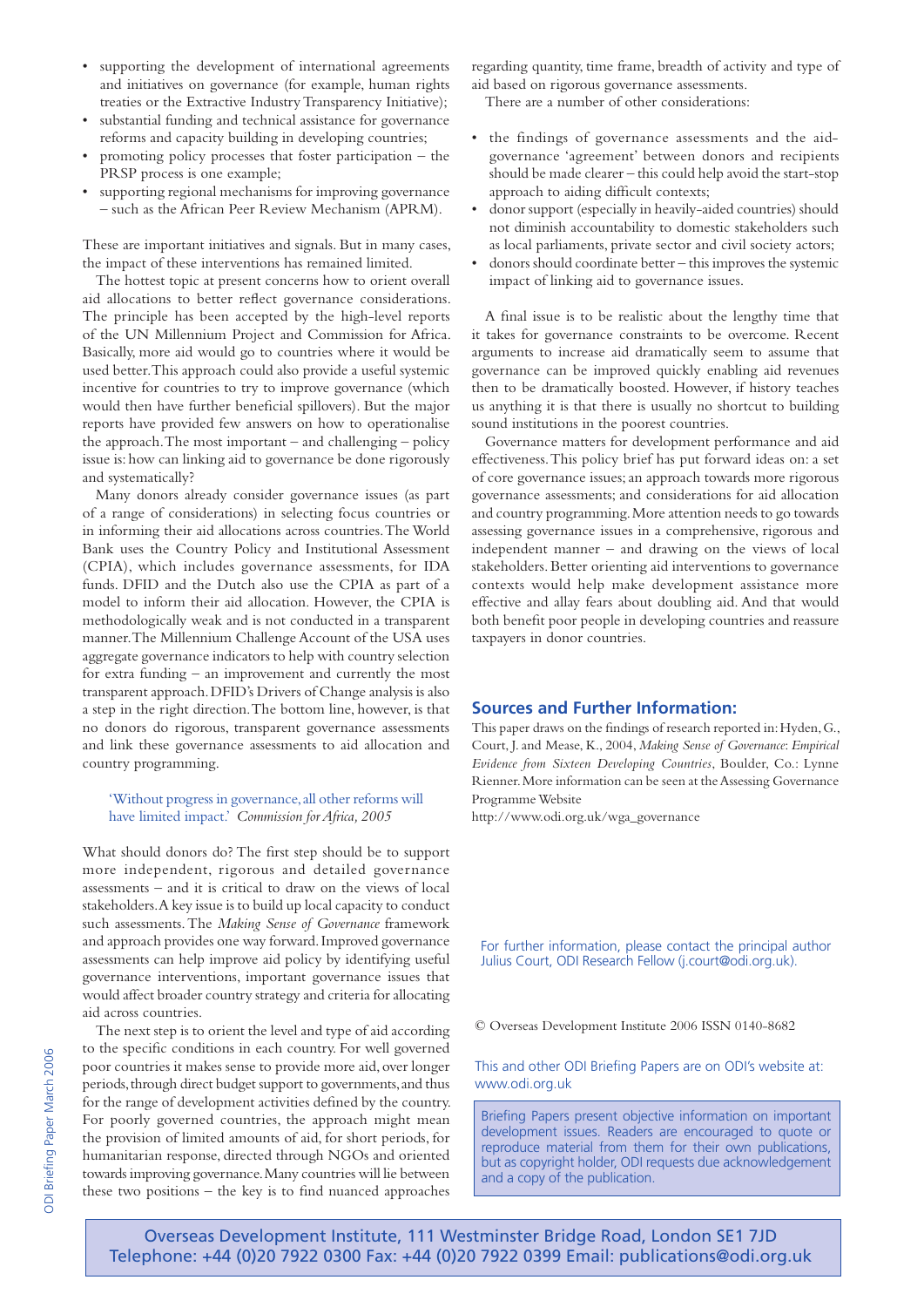- supporting the development of international agreements and initiatives on governance (for example, human rights treaties or the Extractive Industry Transparency Initiative);
- substantial funding and technical assistance for governance reforms and capacity building in developing countries;
- promoting policy processes that foster participation – the PRSP process is one example;
- supporting regional mechanisms for improving governance – such as the African Peer Review Mechanism (APRM).

These are important initiatives and signals. But in many cases, the impact of these interventions has remained limited.

The hottest topic at present concerns how to orient overall aid allocations to better reflect governance considerations. The principle has been accepted by the high-level reports of the UN Millennium Project and Commission for Africa. Basically, more aid would go to countries where it would be used better. This approach could also provide a useful systemic incentive for countries to try to improve governance (which would then have further beneficial spillovers). But the major reports have provided few answers on how to operationalise the approach. The most important – and challenging – policy issue is: how can linking aid to governance be done rigorously and systematically?

Many donors already consider governance issues (as part of a range of considerations) in selecting focus countries or in informing their aid allocations across countries. The World Bank uses the Country Policy and Institutional Assessment (CPIA), which includes governance assessments, for IDA funds. DFID and the Dutch also use the CPIA as part of a model to inform their aid allocation. However, the CPIA is methodologically weak and is not conducted in a transparent manner. The Millennium Challenge Account of the USA uses aggregate governance indicators to help with country selection for extra funding – an improvement and currently the most transparent approach. DFID's Drivers of Change analysis is also a step in the right direction. The bottom line, however, is that no donors do rigorous, transparent governance assessments and link these governance assessments to aid allocation and country programming.

> 'Without progress in governance, all other reforms will have limited impact.' *Commission for Africa, 2005*

What should donors do? The first step should be to support more independent, rigorous and detailed governance assessments – and it is critical to draw on the views of local stakeholders. A key issue is to build up local capacity to conduct such assessments. The *Making Sense of Governance* framework and approach provides one way forward. Improved governance assessments can help improve aid policy by identifying useful governance interventions, important governance issues that would affect broader country strategy and criteria for allocating aid across countries.

The next step is to orient the level and type of aid according to the specific conditions in each country. For well governed poor countries it makes sense to provide more aid, over longer periods, through direct budget support to governments, and thus for the range of development activities defined by the country. For poorly governed countries, the approach might mean the provision of limited amounts of aid, for short periods, for humanitarian response, directed through NGOs and oriented towards improving governance. Many countries will lie between these two positions – the key is to find nuanced approaches regarding quantity, time frame, breadth of activity and type of aid based on rigorous governance assessments.

There are a number of other considerations:

- the findings of governance assessments and the aid-governance 'agreement' between donors and recipients should be made clearer – this could help avoid the start-stop approach to aiding difficult contexts;
- donor support (especially in heavily-aided countries) should not diminish accountability to domestic stakeholders such as local parliaments, private sector and civil society actors;
- donors should coordinate better – this improves the systemic impact of linking aid to governance issues.

A final issue is to be realistic about the lengthy time that it takes for governance constraints to be overcome. Recent arguments to increase aid dramatically seem to assume that governance can be improved quickly enabling aid revenues then to be dramatically boosted. However, if history teaches us anything it is that there is usually no shortcut to building sound institutions in the poorest countries.

Governance matters for development performance and aid effectiveness. This policy brief has put forward ideas on: a set of core governance issues; an approach towards more rigorous governance assessments; and considerations for aid allocation and country programming. More attention needs to go towards assessing governance issues in a comprehensive, rigorous and independent manner – and drawing on the views of local stakeholders. Better orienting aid interventions to governance contexts would help make development assistance more effective and allay fears about doubling aid. And that would both benefit poor people in developing countries and reassure taxpayers in donor countries.

## Sources and Further Information:

This paper draws on the findings of research reported in: Hyden, G., Court, J. and Mease, K., 2004, *Making Sense of Governance: Empirical Evidence from Sixteen Developing Countries*, Boulder, Co.: Lynne Rienner. More information can be seen at the Assessing Governance Programme Website

http://www.odi.org.uk/wga_governance

For further information, please contact the principal author Julius Court, ODI Research Fellow (j.court@odi.org.uk).

© Overseas Development Institute 2006 ISSN 0140-8682

This and other ODI Briefing Papers are on ODI's website at: www.odi.org.uk

Briefing Papers present objective information on important development issues. Readers are encouraged to quote or reproduce material from them for their own publications, but as copyright holder, ODI requests due acknowledgement and a copy of the publication.

Overseas Development Institute, 111 Westminster Bridge Road, London SE1 7JD
Telephone: +44 (0)20 7922 0300 Fax: +44 (0)20 7922 0399 Email: publications@odi.org.uk